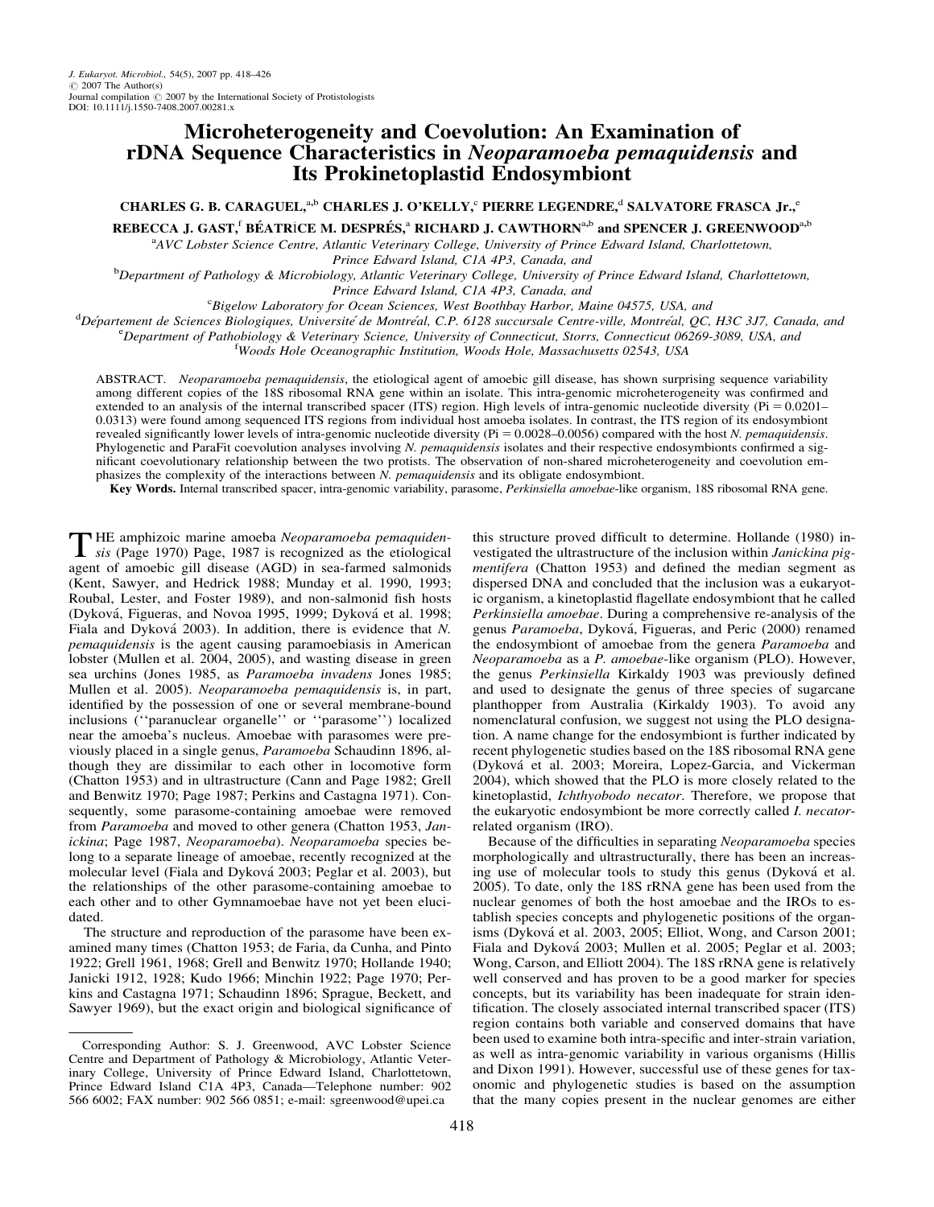# Microheterogeneity and Coevolution: An Examination of rDNA Sequence Characteristics in *Neoparamoeba pemaquidensis* and Its Prokinetoplastid Endosymbiont

CHARLES G. B. CARAGUEL,[a,b] CHARLES J. O'KELLY,[c] PIERRE LEGENDRE,[d] SALVATORE FRASCA Jr.,[e] REBECCA J. GAST,[f] BÉATRICE M. DESPRÉS,[a] RICHARD J. CAWTHORN[a,b] and SPENCER J. GREENWOOD[a,b]

[a]AVC Lobster Science Centre, Atlantic Veterinary College, University of Prince Edward Island, Charlottetown, Prince Edward Island, C1A 4P3, Canada, and

[b]Department of Pathology & Microbiology, Atlantic Veterinary College, University of Prince Edward Island, Charlottetown, Prince Edward Island, C1A 4P3, Canada, and

[c]Bigelow Laboratory for Ocean Sciences, West Boothbay Harbor, Maine 04575, USA, and

[d]Département de Sciences Biologiques, Université de Montréal, C.P. 6128 succursale Centre-ville, Montréal, QC, H3C 3J7, Canada, and

[e]Department of Pathobiology & Veterinary Science, University of Connecticut, Storrs, Connecticut 06269-3089, USA, and

[f]Woods Hole Oceanographic Institution, Woods Hole, Massachusetts 02543, USA

ABSTRACT. *Neoparamoeba pemaquidensis*, the etiological agent of amoebic gill disease, has shown surprising sequence variability among different copies of the 18S ribosomal RNA gene within an isolate. This intra-genomic microheterogeneity was confirmed and extended to an analysis of the internal transcribed spacer (ITS) region. High levels of intra-genomic nucleotide diversity (Pi = 0.0201–0.0313) were found among sequenced ITS regions from individual host amoeba isolates. In contrast, the ITS region of its endosymbiont revealed significantly lower levels of intra-genomic nucleotide diversity (Pi = 0.0028–0.0056) compared with the host *N. pemaquidensis*. Phylogenetic and ParaFit coevolution analyses involving *N. pemaquidensis* isolates and their respective endosymbionts confirmed a significant coevolutionary relationship between the two protists. The observation of non-shared microheterogeneity and coevolution emphasizes the complexity of the interactions between *N. pemaquidensis* and its obligate endosymbiont.

**Key Words.** Internal transcribed spacer, intra-genomic variability, parasome, *Perkinsiella amoebae*-like organism, 18S ribosomal RNA gene.

THE amphizoic marine amoeba *Neoparamoeba pemaquidensis* (Page 1970) Page, 1987 is recognized as the etiological agent of amoebic gill disease (AGD) in sea-farmed salmonids (Kent, Sawyer, and Hedrick 1988; Munday et al. 1990, 1993; Roubal, Lester, and Foster 1989), and non-salmonid fish hosts (Dyková, Figueras, and Novoa 1995, 1999; Dyková et al. 1998; Fiala and Dyková 2003). In addition, there is evidence that *N. pemaquidensis* is the agent causing paramoebiasis in American lobster (Mullen et al. 2004, 2005), and wasting disease in green sea urchins (Jones 1985, as *Paramoeba invadens* Jones 1985; Mullen et al. 2005). *Neoparamoeba pemaquidensis* is, in part, identified by the possession of one or several membrane-bound inclusions (''paranuclear organelle'' or ''parasome'') localized near the amoeba's nucleus. Amoebae with parasomes were previously placed in a single genus, *Paramoeba* Schaudinn 1896, although they are dissimilar to each other in locomotive form (Chatton 1953) and in ultrastructure (Cann and Page 1982; Grell and Benwitz 1970; Page 1987; Perkins and Castagna 1971). Consequently, some parasome-containing amoebae were removed from *Paramoeba* and moved to other genera (Chatton 1953, *Janickina*; Page 1987, *Neoparamoeba*). *Neoparamoeba* species belong to a separate lineage of amoebae, recently recognized at the molecular level (Fiala and Dyková 2003; Peglar et al. 2003), but the relationships of the other parasome-containing amoebae to each other and to other Gymnamoebae have not yet been elucidated.

The structure and reproduction of the parasome have been examined many times (Chatton 1953; de Faria, da Cunha, and Pinto 1922; Grell 1961, 1968; Grell and Benwitz 1970; Hollande 1940; Janicki 1912, 1928; Kudo 1966; Minchin 1922; Page 1970; Perkins and Castagna 1971; Schaudinn 1896; Sprague, Beckett, and Sawyer 1969), but the exact origin and biological significance of this structure proved difficult to determine. Hollande (1980) investigated the ultrastructure of the inclusion within *Janickina pigmentifera* (Chatton 1953) and defined the median segment as dispersed DNA and concluded that the inclusion was a eukaryotic organism, a kinetoplastid flagellate endosymbiont that he called *Perkinsiella amoebae*. During a comprehensive re-analysis of the genus *Paramoeba*, Dyková, Figueras, and Peric (2000) renamed the endosymbiont of amoebae from the genera *Paramoeba* and *Neoparamoeba* as a *P. amoebae*-like organism (PLO). However, the genus *Perkinsiella* Kirkaldy 1903 was previously defined and used to designate the genus of three species of sugarcane planthopper from Australia (Kirkaldy 1903). To avoid any nomenclatural confusion, we suggest not using the PLO designation. A name change for the endosymbiont is further indicated by recent phylogenetic studies based on the 18S ribosomal RNA gene (Dyková et al. 2003; Moreira, Lopez-Garcia, and Vickerman 2004), which showed that the PLO is more closely related to the kinetoplastid, *Ichthyobodo necator*. Therefore, we propose that the eukaryotic endosymbiont be more correctly called *I. necator*-related organism (IRO).

Because of the difficulties in separating *Neoparamoeba* species morphologically and ultrastructurally, there has been an increasing use of molecular tools to study this genus (Dyková et al. 2005). To date, only the 18S rRNA gene has been used from the nuclear genomes of both the host amoebae and the IROs to establish species concepts and phylogenetic positions of the organisms (Dyková et al. 2003, 2005; Elliot, Wong, and Carson 2001; Fiala and Dyková 2003; Mullen et al. 2005; Peglar et al. 2003; Wong, Carson, and Elliott 2004). The 18S rRNA gene is relatively well conserved and has proven to be a good marker for species concepts, but its variability has been inadequate for strain identification. The closely associated internal transcribed spacer (ITS) region contains both variable and conserved domains that have been used to examine both intra-specific and inter-strain variation, as well as intra-genomic variability in various organisms (Hillis and Dixon 1991). However, successful use of these genes for taxonomic and phylogenetic studies is based on the assumption that the many copies present in the nuclear genomes are either

---

Corresponding Author: S. J. Greenwood, AVC Lobster Science Centre and Department of Pathology & Microbiology, Atlantic Veterinary College, University of Prince Edward Island, Charlottetown, Prince Edward Island C1A 4P3, Canada—Telephone number: 902 566 6002; FAX number: 902 566 0851; e-mail: sgreenwood@upei.ca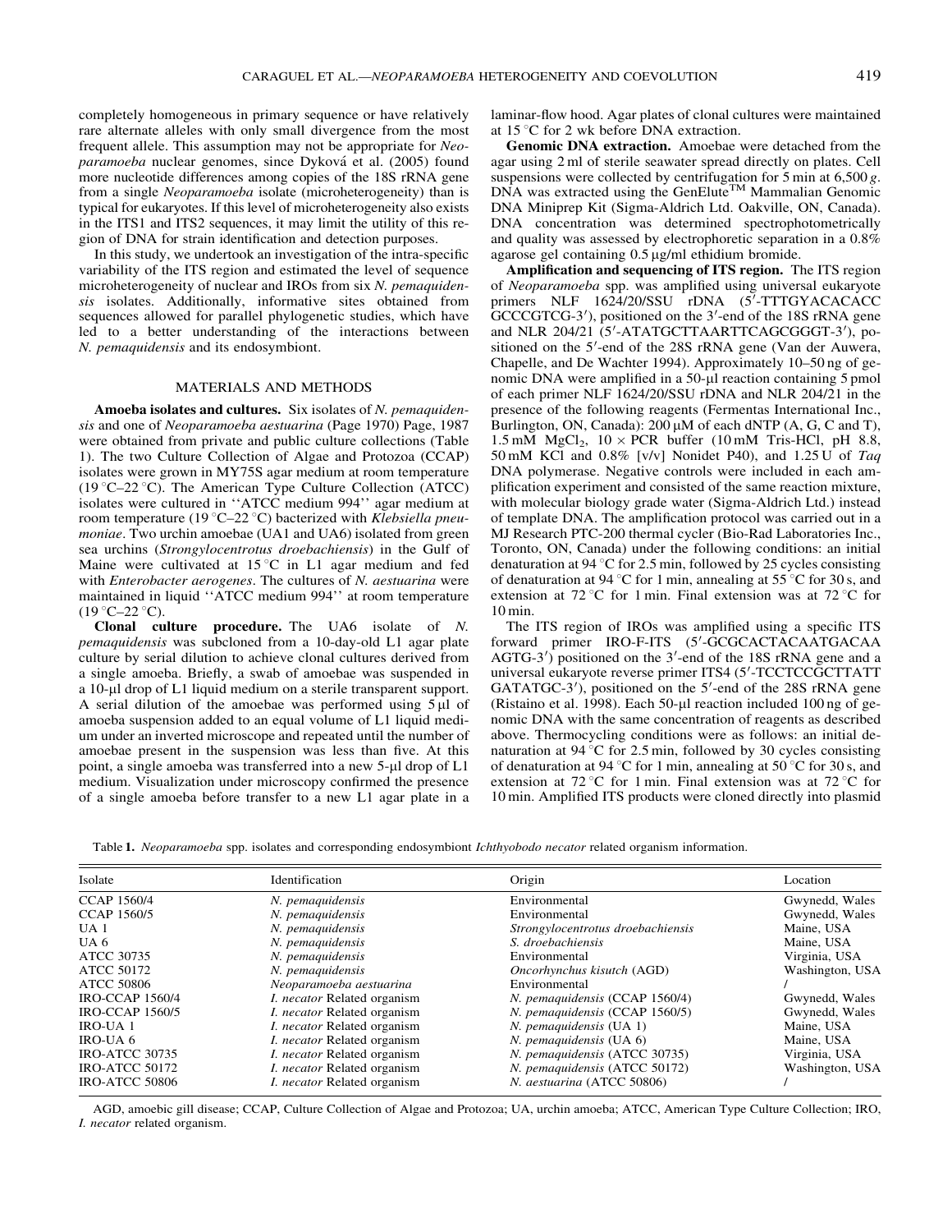completely homogeneous in primary sequence or have relatively rare alternate alleles with only small divergence from the most frequent allele. This assumption may not be appropriate for *Neoparamoeba* nuclear genomes, since Dyková et al. (2005) found more nucleotide differences among copies of the 18S rRNA gene from a single *Neoparamoeba* isolate (microheterogeneity) than is typical for eukaryotes. If this level of microheterogeneity also exists in the ITS1 and ITS2 sequences, it may limit the utility of this region of DNA for strain identification and detection purposes.

In this study, we undertook an investigation of the intra-specific variability of the ITS region and estimated the level of sequence microheterogeneity of nuclear and IROs from six *N. pemaquidensis* isolates. Additionally, informative sites obtained from sequences allowed for parallel phylogenetic studies, which have led to a better understanding of the interactions between *N. pemaquidensis* and its endosymbiont.

## MATERIALS AND METHODS

**Amoeba isolates and cultures.** Six isolates of *N. pemaquidensis* and one of *Neoparamoeba aestuarina* (Page 1970) Page, 1987 were obtained from private and public culture collections (Table 1). The two Culture Collection of Algae and Protozoa (CCAP) isolates were grown in MY75S agar medium at room temperature (19 °C–22 °C). The American Type Culture Collection (ATCC) isolates were cultured in ''ATCC medium 994'' agar medium at room temperature (19 °C–22 °C) bacterized with *Klebsiella pneumoniae*. Two urchin amoebae (UA1 and UA6) isolated from green sea urchins (*Strongylocentrotus droebachiensis*) in the Gulf of Maine were cultivated at 15 °C in L1 agar medium and fed with *Enterobacter aerogenes*. The cultures of *N. aestuarina* were maintained in liquid ''ATCC medium 994'' at room temperature (19 °C–22 °C).

**Clonal culture procedure.** The UA6 isolate of *N. pemaquidensis* was subcloned from a 10-day-old L1 agar plate culture by serial dilution to achieve clonal cultures derived from a single amoeba. Briefly, a swab of amoebae was suspended in a 10-μl drop of L1 liquid medium on a sterile transparent support. A serial dilution of the amoebae was performed using 5 μl of amoeba suspension added to an equal volume of L1 liquid medium under an inverted microscope and repeated until the number of amoebae present in the suspension was less than five. At this point, a single amoeba was transferred into a new 5-μl drop of L1 medium. Visualization under microscopy confirmed the presence of a single amoeba before transfer to a new L1 agar plate in a laminar-flow hood. Agar plates of clonal cultures were maintained at 15 °C for 2 wk before DNA extraction.

**Genomic DNA extraction.** Amoebae were detached from the agar using 2 ml of sterile seawater spread directly on plates. Cell suspensions were collected by centrifugation for 5 min at 6,500 *g*. DNA was extracted using the GenElute™ Mammalian Genomic DNA Miniprep Kit (Sigma-Aldrich Ltd. Oakville, ON, Canada). DNA concentration was determined spectrophotometrically and quality was assessed by electrophoretic separation in a 0.8% agarose gel containing 0.5 μg/ml ethidium bromide.

**Amplification and sequencing of ITS region.** The ITS region of *Neoparamoeba* spp. was amplified using universal eukaryote primers NLF 1624/20/SSU rDNA (5′-TTTGYACACACC GCCCGTCG-3′), positioned on the 3′-end of the 18S rRNA gene and NLR 204/21 (5′-ATATGCTTAARTTCAGCGGGT-3′), positioned on the 5′-end of the 28S rRNA gene (Van der Auwera, Chapelle, and De Wachter 1994). Approximately 10–50 ng of genomic DNA were amplified in a 50-μl reaction containing 5 pmol of each primer NLF 1624/20/SSU rDNA and NLR 204/21 in the presence of the following reagents (Fermentas International Inc., Burlington, ON, Canada): 200 μM of each dNTP (A, G, C and T), 1.5 mM $MgCl_2$, 10 × PCR buffer (10 mM Tris-HCl, pH 8.8, 50 mM KCl and 0.8% [v/v] Nonidet P40), and 1.25 U of *Taq* DNA polymerase. Negative controls were included in each amplification experiment and consisted of the same reaction mixture, with molecular biology grade water (Sigma-Aldrich Ltd.) instead of template DNA. The amplification protocol was carried out in a MJ Research PTC-200 thermal cycler (Bio-Rad Laboratories Inc., Toronto, ON, Canada) under the following conditions: an initial denaturation at 94 °C for 2.5 min, followed by 25 cycles consisting of denaturation at 94 °C for 1 min, annealing at 55 °C for 30 s, and extension at 72 °C for 1 min. Final extension was at 72 °C for 10 min.

The ITS region of IROs was amplified using a specific ITS forward primer IRO-F-ITS (5′-GCGCACTACAATGACAA AGTG-3′) positioned on the 3′-end of the 18S rRNA gene and a universal eukaryote reverse primer ITS4 (5′-TCCTCCGCTTATT GATATGC-3′), positioned on the 5′-end of the 28S rRNA gene (Ristaino et al. 1998). Each 50-μl reaction included 100 ng of genomic DNA with the same concentration of reagents as described above. Thermocycling conditions were as follows: an initial denaturation at 94 °C for 2.5 min, followed by 30 cycles consisting of denaturation at 94 °C for 1 min, annealing at 50 °C for 30 s, and extension at 72 °C for 1 min. Final extension was at 72 °C for 10 min. Amplified ITS products were cloned directly into plasmid

Table **1.** *Neoparamoeba* spp. isolates and corresponding endosymbiont *Ichthyobodo necator* related organism information.

| Isolate | Identification | Origin | Location |
|---|---|---|---|
| CCAP 1560/4 | *N. pemaquidensis* | Environmental | Gwynedd, Wales |
| CCAP 1560/5 | *N. pemaquidensis* | Environmental | Gwynedd, Wales |
| UA 1 | *N. pemaquidensis* | *Strongylocentrotus droebachiensis* | Maine, USA |
| UA 6 | *N. pemaquidensis* | *S. droebachiensis* | Maine, USA |
| ATCC 30735 | *N. pemaquidensis* | Environmental | Virginia, USA |
| ATCC 50172 | *N. pemaquidensis* | *Oncorhynchus kisutch* (AGD) | Washington, USA |
| ATCC 50806 | *Neoparamoeba aestuarina* | Environmental | / |
| IRO-CCAP 1560/4 | *I. necator* Related organism | *N. pemaquidensis* (CCAP 1560/4) | Gwynedd, Wales |
| IRO-CCAP 1560/5 | *I. necator* Related organism | *N. pemaquidensis* (CCAP 1560/5) | Gwynedd, Wales |
| IRO-UA 1 | *I. necator* Related organism | *N. pemaquidensis* (UA 1) | Maine, USA |
| IRO-UA 6 | *I. necator* Related organism | *N. pemaquidensis* (UA 6) | Maine, USA |
| IRO-ATCC 30735 | *I. necator* Related organism | *N. pemaquidensis* (ATCC 30735) | Virginia, USA |
| IRO-ATCC 50172 | *I. necator* Related organism | *N. pemaquidensis* (ATCC 50172) | Washington, USA |
| IRO-ATCC 50806 | *I. necator* Related organism | *N. aestuarina* (ATCC 50806) | / |

AGD, amoebic gill disease; CCAP, Culture Collection of Algae and Protozoa; UA, urchin amoeba; ATCC, American Type Culture Collection; IRO, *I. necator* related organism.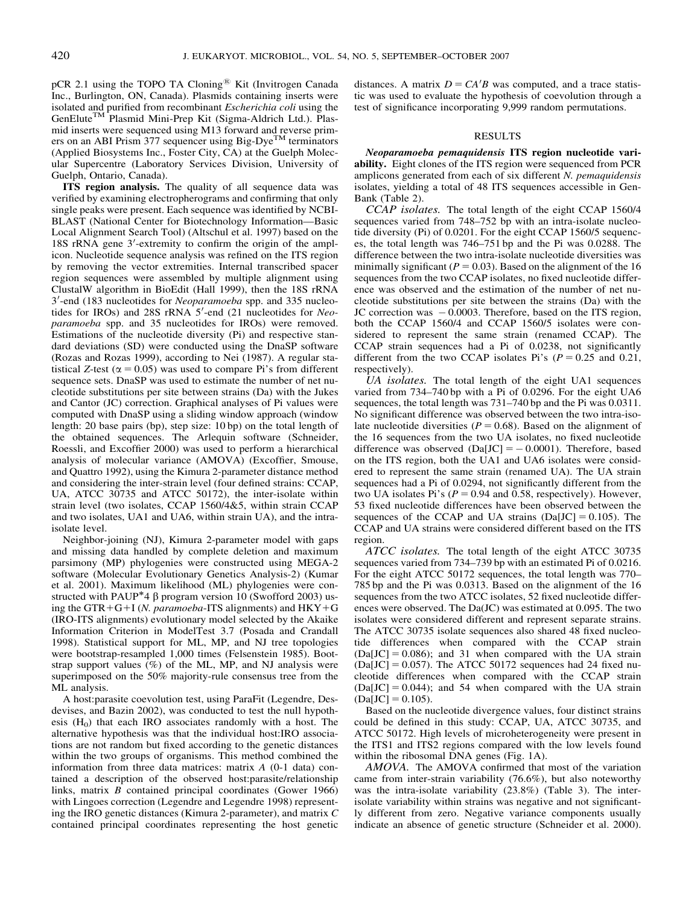pCR 2.1 using the TOPO TA Cloning® Kit (Invitrogen Canada Inc., Burlington, ON, Canada). Plasmids containing inserts were isolated and purified from recombinant *Escherichia coli* using the GenElute™ Plasmid Mini-Prep Kit (Sigma-Aldrich Ltd.). Plasmid inserts were sequenced using M13 forward and reverse primers on an ABI Prism 377 sequencer using Big-Dye™ terminators (Applied Biosystems Inc., Foster City, CA) at the Guelph Molecular Supercentre (Laboratory Services Division, University of Guelph, Ontario, Canada).

**ITS region analysis.** The quality of all sequence data was verified by examining electropherograms and confirming that only single peaks were present. Each sequence was identified by NCBI-BLAST (National Center for Biotechnology Information—Basic Local Alignment Search Tool) (Altschul et al. 1997) based on the 18S rRNA gene 3′-extremity to confirm the origin of the amplicon. Nucleotide sequence analysis was refined on the ITS region by removing the vector extremities. Internal transcribed spacer region sequences were assembled by multiple alignment using ClustalW algorithm in BioEdit (Hall 1999), then the 18S rRNA 3′-end (183 nucleotides for *Neoparamoeba* spp. and 335 nucleotides for IROs) and 28S rRNA 5′-end (21 nucleotides for *Neoparamoeba* spp. and 35 nucleotides for IROs) were removed. Estimations of the nucleotide diversity (Pi) and respective standard deviations (SD) were conducted using the DnaSP software (Rozas and Rozas 1999), according to Nei (1987). A regular statistical $Z$-test ($\alpha = 0.05$) was used to compare Pi's from different sequence sets. DnaSP was used to estimate the number of net nucleotide substitutions per site between strains (Da) with the Jukes and Cantor (JC) correction. Graphical analyses of Pi values were computed with DnaSP using a sliding window approach (window length: 20 base pairs (bp), step size: 10 bp) on the total length of the obtained sequences. The Arlequin software (Schneider, Roessli, and Excoffier 2000) was used to perform a hierarchical analysis of molecular variance (AMOVA) (Excoffier, Smouse, and Quattro 1992), using the Kimura 2-parameter distance method and considering the inter-strain level (four defined strains: CCAP, UA, ATCC 30735 and ATCC 50172), the inter-isolate within strain level (two isolates, CCAP 1560/4&5, within strain CCAP and two isolates, UA1 and UA6, within strain UA), and the intra-isolate level.

Neighbor-joining (NJ), Kimura 2-parameter model with gaps and missing data handled by complete deletion and maximum parsimony (MP) phylogenies were constructed using MEGA-2 software (Molecular Evolutionary Genetics Analysis-2) (Kumar et al. 2001). Maximum likelihood (ML) phylogenies were constructed with PAUP*4 β program version 10 (Swofford 2003) using the GTR+G+I (*N. paramoeba*-ITS alignments) and HKY+G (IRO-ITS alignments) evolutionary model selected by the Akaike Information Criterion in ModelTest 3.7 (Posada and Crandall 1998). Statistical support for ML, MP, and NJ tree topologies were bootstrap-resampled 1,000 times (Felsenstein 1985). Bootstrap support values (%) of the ML, MP, and NJ analysis were superimposed on the 50% majority-rule consensus tree from the ML analysis.

A host:parasite coevolution test, using ParaFit (Legendre, Desdevises, and Bazin 2002), was conducted to test the null hypothesis ($H_0$) that each IRO associates randomly with a host. The alternative hypothesis was that the individual host:IRO associations are not random but fixed according to the genetic distances within the two groups of organisms. This method combined the information from three data matrices: matrix $A$ (0-1 data) contained a description of the observed host:parasite/relationship links, matrix $B$ contained principal coordinates (Gower 1966) with Lingoes correction (Legendre and Legendre 1998) representing the IRO genetic distances (Kimura 2-parameter), and matrix $C$ contained principal coordinates representing the host genetic distances. A matrix $D = CA'B$ was computed, and a trace statistic was used to evaluate the hypothesis of coevolution through a test of significance incorporating 9,999 random permutations.

## RESULTS

***Neoparamoeba pemaquidensis* ITS region nucleotide variability.** Eight clones of the ITS region were sequenced from PCR amplicons generated from each of six different *N. pemaquidensis* isolates, yielding a total of 48 ITS sequences accessible in GenBank (Table 2).

*CCAP isolates.* The total length of the eight CCAP 1560/4 sequences varied from 748–752 bp with an intra-isolate nucleotide diversity (Pi) of 0.0201. For the eight CCAP 1560/5 sequences, the total length was 746–751 bp and the Pi was 0.0288. The difference between the two intra-isolate nucleotide diversities was minimally significant ($P = 0.03$). Based on the alignment of the 16 sequences from the two CCAP isolates, no fixed nucleotide difference was observed and the estimation of the number of net nucleotide substitutions per site between the strains (Da) with the JC correction was $-0.0003$. Therefore, based on the ITS region, both the CCAP 1560/4 and CCAP 1560/5 isolates were considered to represent the same strain (renamed CCAP). The CCAP strain sequences had a Pi of 0.0238, not significantly different from the two CCAP isolates Pi's ($P = 0.25$ and 0.21, respectively).

*UA isolates.* The total length of the eight UA1 sequences varied from 734–740 bp with a Pi of 0.0296. For the eight UA6 sequences, the total length was 731–740 bp and the Pi was 0.0311. No significant difference was observed between the two intra-isolate nucleotide diversities ($P = 0.68$). Based on the alignment of the 16 sequences from the two UA isolates, no fixed nucleotide difference was observed (Da[JC] $= -0.0001$). Therefore, based on the ITS region, both the UA1 and UA6 isolates were considered to represent the same strain (renamed UA). The UA strain sequences had a Pi of 0.0294, not significantly different from the two UA isolates Pi's ($P = 0.94$ and 0.58, respectively). However, 53 fixed nucleotide differences have been observed between the sequences of the CCAP and UA strains (Da[JC] $= 0.105$). The CCAP and UA strains were considered different based on the ITS region.

*ATCC isolates.* The total length of the eight ATCC 30735 sequences varied from 734–739 bp with an estimated Pi of 0.0216. For the eight ATCC 50172 sequences, the total length was 770–785 bp and the Pi was 0.0313. Based on the alignment of the 16 sequences from the two ATCC isolates, 52 fixed nucleotide differences were observed. The Da(JC) was estimated at 0.095. The two isolates were considered different and represent separate strains. The ATCC 30735 isolate sequences also shared 48 fixed nucleotide differences when compared with the CCAP strain (Da[JC] $= 0.086$); and 31 when compared with the UA strain (Da[JC] $= 0.057$). The ATCC 50172 sequences had 24 fixed nucleotide differences when compared with the CCAP strain (Da[JC] $= 0.044$); and 54 when compared with the UA strain (Da[JC] $= 0.105$).

Based on the nucleotide divergence values, four distinct strains could be defined in this study: CCAP, UA, ATCC 30735, and ATCC 50172. High levels of microheterogeneity were present in the ITS1 and ITS2 regions compared with the low levels found within the ribosomal DNA genes (Fig. 1A).

*AMOVA.* The AMOVA confirmed that most of the variation came from inter-strain variability (76.6%), but also noteworthy was the intra-isolate variability (23.8%) (Table 3). The inter-isolate variability within strains was negative and not significantly different from zero. Negative variance components usually indicate an absence of genetic structure (Schneider et al. 2000).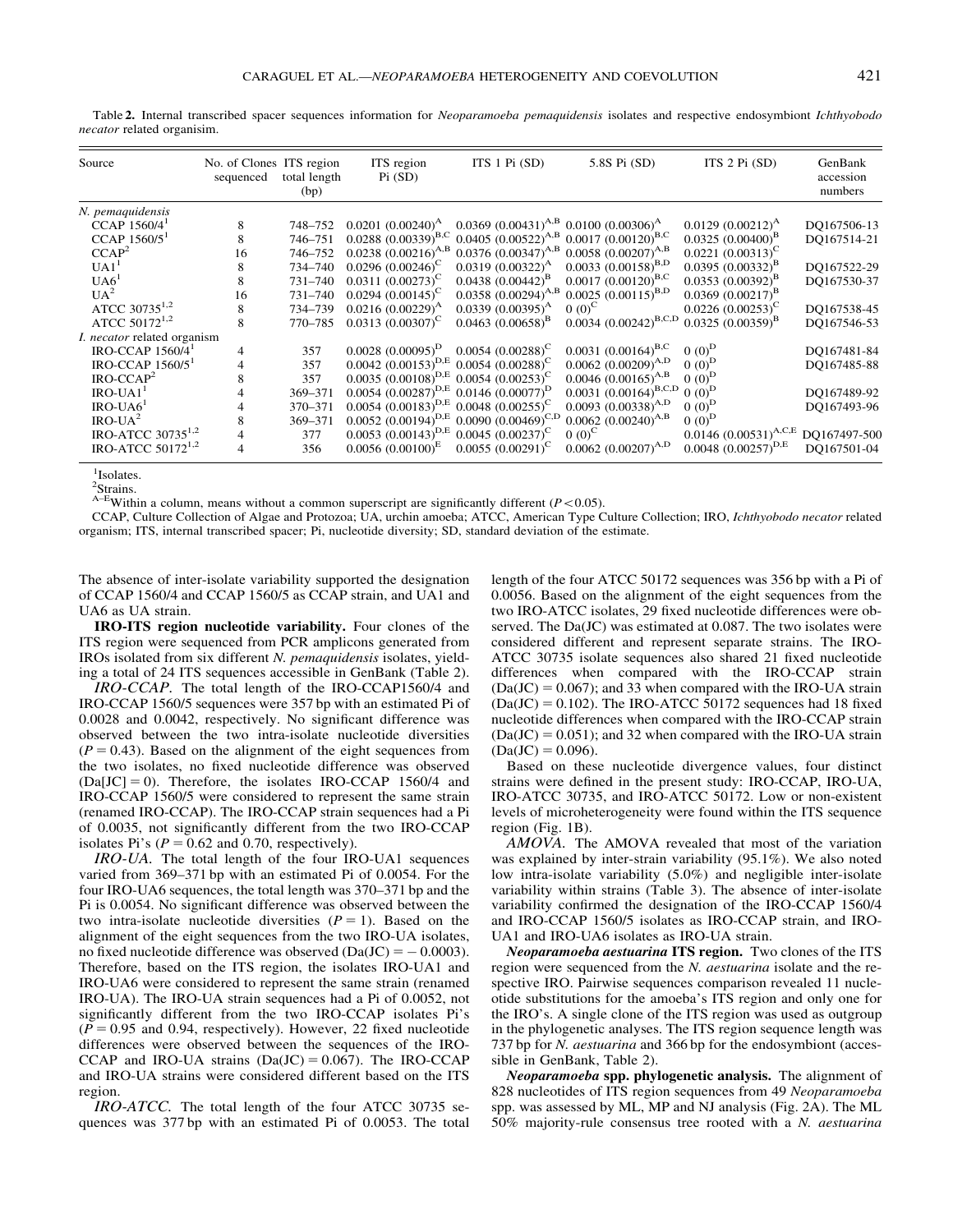Table 2. Internal transcribed spacer sequences information for *Neoparamoeba pemaquidensis* isolates and respective endosymbiont *Ichthyobodo necator* related organisim.

| Source | No. of Clones sequenced | ITS region total length (bp) | ITS region Pi (SD) | ITS 1 Pi (SD) | 5.8S Pi (SD) | ITS 2 Pi (SD) | GenBank accession numbers |
|---|---|---|---|---|---|---|---|
| *N. pemaquidensis* | | | | | | | |
| CCAP 1560/4[1] | 8 | 748–752 | 0.0201 (0.00240)[A] | 0.0369 (0.00431)[A,B] | 0.0100 (0.00306)[A] | 0.0129 (0.00212)[A] | DQ167506-13 |
| CCAP 1560/5[1] | 8 | 746–751 | 0.0288 (0.00339)[B,C] | 0.0405 (0.00522)[A,B] | 0.0017 (0.00120)[B,C] | 0.0325 (0.00400)[B] | DQ167514-21 |
| CCAP[2] | 16 | 746–752 | 0.0238 (0.00216)[A,B] | 0.0376 (0.00347)[A,B] | 0.0058 (0.00207)[A,B] | 0.0221 (0.00313)[C] | |
| UA1[1] | 8 | 734–740 | 0.0296 (0.00246)[C] | 0.0319 (0.00322)[A] | 0.0033 (0.00158)[B,D] | 0.0395 (0.00332)[B] | DQ167522-29 |
| UA6[1] | 8 | 731–740 | 0.0311 (0.00273)[C] | 0.0438 (0.00442)[B] | 0.0017 (0.00120)[B,C] | 0.0353 (0.00392)[B] | DQ167530-37 |
| UA[2] | 16 | 731–740 | 0.0294 (0.00145)[C] | 0.0358 (0.00294)[A,B] | 0.0025 (0.00115)[B,D] | 0.0369 (0.00217)[B] | |
| ATCC 30735[1,2] | 8 | 734–739 | 0.0216 (0.00229)[A] | 0.0339 (0.00395)[A] | 0 (0)[C] | 0.0226 (0.00253)[C] | DQ167538-45 |
| ATCC 50172[1,2] | 8 | 770–785 | 0.0313 (0.00307)[C] | 0.0463 (0.00658)[B] | 0.0034 (0.00242)[B,C,D] | 0.0325 (0.00359)[B] | DQ167546-53 |
| *I. necator* related organism | | | | | | | |
| IRO-CCAP 1560/4[1] | 4 | 357 | 0.0028 (0.00095)[D] | 0.0054 (0.00288)[C] | 0.0031 (0.00164)[B,C] | 0 (0)[D] | DQ167481-84 |
| IRO-CCAP 1560/5[1] | 4 | 357 | 0.0042 (0.00153)[D,E] | 0.0054 (0.00288)[C] | 0.0062 (0.00209)[A,D] | 0 (0)[D] | DQ167485-88 |
| IRO-CCAP[2] | 8 | 357 | 0.0035 (0.00108)[D,E] | 0.0054 (0.00253)[C] | 0.0046 (0.00165)[A,B] | 0 (0)[D] | |
| IRO-UA1[1] | 4 | 369–371 | 0.0054 (0.00287)[D,E] | 0.0146 (0.00077)[D] | 0.0031 (0.00164)[B,C,D] | 0 (0)[D] | DQ167489-92 |
| IRO-UA6[1] | 4 | 370–371 | 0.0054 (0.00183)[D,E] | 0.0048 (0.00255)[C] | 0.0093 (0.00338)[A,D] | 0 (0)[D] | DQ167493-96 |
| IRO-UA[2] | 8 | 369–371 | 0.0052 (0.00194)[D,E] | 0.0090 (0.00469)[C,D] | 0.0062 (0.00240)[A,B] | 0 (0)[D] | |
| IRO-ATCC 30735[1,2] | 4 | 377 | 0.0053 (0.00143)[D,E] | 0.0045 (0.00237)[C] | 0 (0)[C] | 0.0146 (0.00531)[A,C,E] | DQ167497-500 |
| IRO-ATCC 50172[1,2] | 4 | 356 | 0.0056 (0.00100)[E] | 0.0055 (0.00291)[C] | 0.0062 (0.00207)[A,D] | 0.0048 (0.00257)[D,E] | DQ167501-04 |

[1]Isolates.
[2]Strains.
[A–E]Within a column, means without a common superscript are significantly different ($P<0.05$).
CCAP, Culture Collection of Algae and Protozoa; UA, urchin amoeba; ATCC, American Type Culture Collection; IRO, *Ichthyobodo necator* related organism; ITS, internal transcribed spacer; Pi, nucleotide diversity; SD, standard deviation of the estimate.

The absence of inter-isolate variability supported the designation of CCAP 1560/4 and CCAP 1560/5 as CCAP strain, and UA1 and UA6 as UA strain.

**IRO-ITS region nucleotide variability.** Four clones of the ITS region were sequenced from PCR amplicons generated from IROs isolated from six different *N. pemaquidensis* isolates, yielding a total of 24 ITS sequences accessible in GenBank (Table 2).

*IRO-CCAP.* The total length of the IRO-CCAP1560/4 and IRO-CCAP 1560/5 sequences were 357 bp with an estimated Pi of 0.0028 and 0.0042, respectively. No significant difference was observed between the two intra-isolate nucleotide diversities ($P = 0.43$). Based on the alignment of the eight sequences from the two isolates, no fixed nucleotide difference was observed (Da[JC] = 0). Therefore, the isolates IRO-CCAP 1560/4 and IRO-CCAP 1560/5 were considered to represent the same strain (renamed IRO-CCAP). The IRO-CCAP strain sequences had a Pi of 0.0035, not significantly different from the two IRO-CCAP isolates Pi's ($P = 0.62$ and 0.70, respectively).

*IRO-UA.* The total length of the four IRO-UA1 sequences varied from 369–371 bp with an estimated Pi of 0.0054. For the four IRO-UA6 sequences, the total length was 370–371 bp and the Pi is 0.0054. No significant difference was observed between the two intra-isolate nucleotide diversities ($P = 1$). Based on the alignment of the eight sequences from the two IRO-UA isolates, no fixed nucleotide difference was observed (Da(JC) = − 0.0003). Therefore, based on the ITS region, the isolates IRO-UA1 and IRO-UA6 were considered to represent the same strain (renamed IRO-UA). The IRO-UA strain sequences had a Pi of 0.0052, not significantly different from the two IRO-CCAP isolates Pi's ($P = 0.95$ and 0.94, respectively). However, 22 fixed nucleotide differences were observed between the sequences of the IRO-CCAP and IRO-UA strains (Da(JC) = 0.067). The IRO-CCAP and IRO-UA strains were considered different based on the ITS region.

*IRO-ATCC.* The total length of the four ATCC 30735 sequences was 377 bp with an estimated Pi of 0.0053. The total length of the four ATCC 50172 sequences was 356 bp with a Pi of 0.0056. Based on the alignment of the eight sequences from the two IRO-ATCC isolates, 29 fixed nucleotide differences were observed. The Da(JC) was estimated at 0.087. The two isolates were considered different and represent separate strains. The IRO-ATCC 30735 isolate sequences also shared 21 fixed nucleotide differences when compared with the IRO-CCAP strain (Da(JC) = 0.067); and 33 when compared with the IRO-UA strain (Da(JC) = 0.102). The IRO-ATCC 50172 sequences had 18 fixed nucleotide differences when compared with the IRO-CCAP strain (Da(JC) = 0.051); and 32 when compared with the IRO-UA strain (Da(JC) = 0.096).

Based on these nucleotide divergence values, four distinct strains were defined in the present study: IRO-CCAP, IRO-UA, IRO-ATCC 30735, and IRO-ATCC 50172. Low or non-existent levels of microheterogeneity were found within the ITS sequence region (Fig. 1B).

*AMOVA.* The AMOVA revealed that most of the variation was explained by inter-strain variability (95.1%). We also noted low intra-isolate variability (5.0%) and negligible inter-isolate variability within strains (Table 3). The absence of inter-isolate variability confirmed the designation of the IRO-CCAP 1560/4 and IRO-CCAP 1560/5 isolates as IRO-CCAP strain, and IRO-UA1 and IRO-UA6 isolates as IRO-UA strain.

***Neoparamoeba aestuarina* ITS region.** Two clones of the ITS region were sequenced from the *N. aestuarina* isolate and the respective IRO. Pairwise sequences comparison revealed 11 nucleotide substitutions for the amoeba's ITS region and only one for the IRO's. A single clone of the ITS region was used as outgroup in the phylogenetic analyses. The ITS region sequence length was 737 bp for *N. aestuarina* and 366 bp for the endosymbiont (accessible in GenBank, Table 2).

***Neoparamoeba* spp. phylogenetic analysis.** The alignment of 828 nucleotides of ITS region sequences from 49 *Neoparamoeba* spp. was assessed by ML, MP and NJ analysis (Fig. 2A). The ML 50% majority-rule consensus tree rooted with a *N. aestuarina*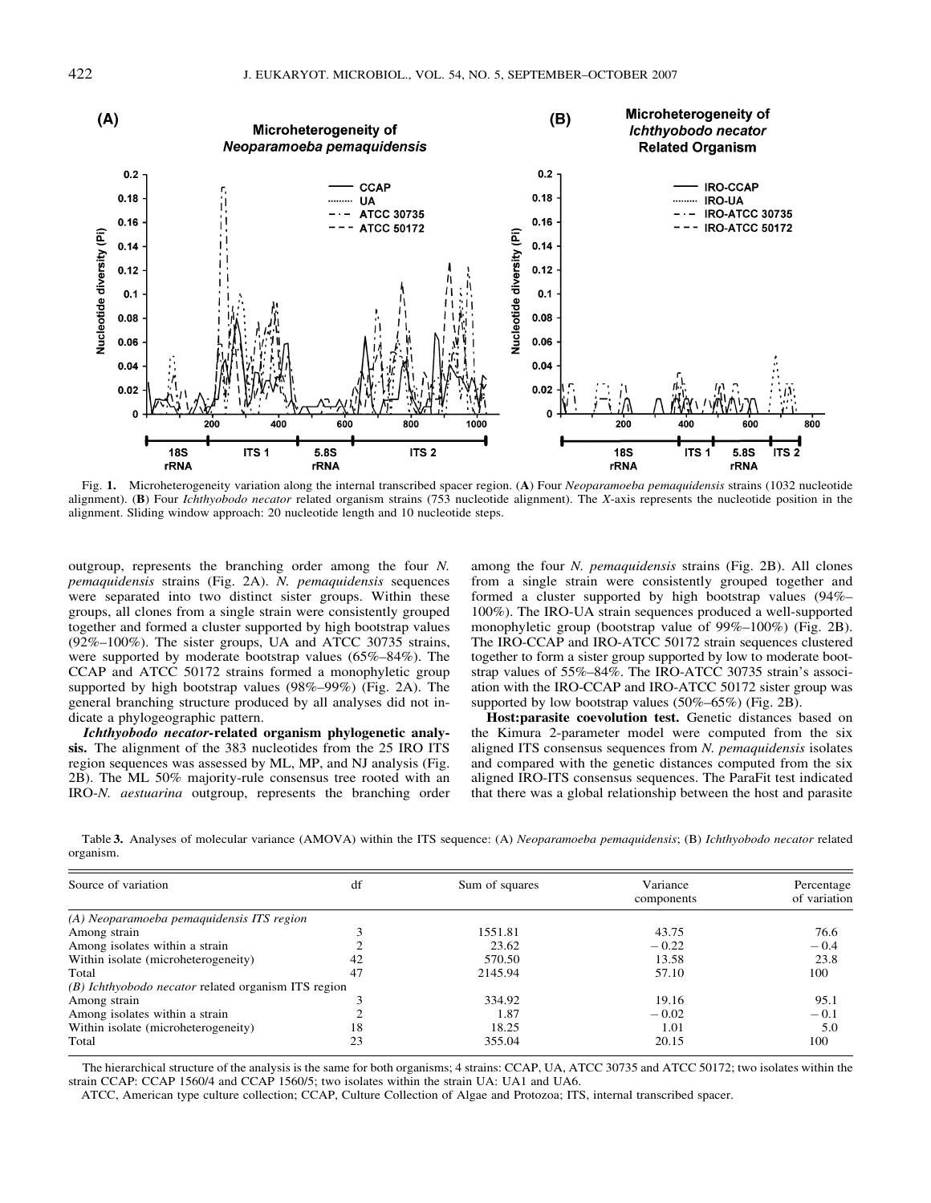Fig. **1.** Microheterogeneity variation along the internal transcribed spacer region. (**A**) Four *Neoparamoeba pemaquidensis* strains (1032 nucleotide alignment). (**B**) Four *Ichthyobodo necator* related organism strains (753 nucleotide alignment). The *X*-axis represents the nucleotide position in the alignment. Sliding window approach: 20 nucleotide length and 10 nucleotide steps.

outgroup, represents the branching order among the four *N. pemaquidensis* strains (Fig. 2A). *N. pemaquidensis* sequences were separated into two distinct sister groups. Within these groups, all clones from a single strain were consistently grouped together and formed a cluster supported by high bootstrap values (92%–100%). The sister groups, UA and ATCC 30735 strains, were supported by moderate bootstrap values (65%–84%). The CCAP and ATCC 50172 strains formed a monophyletic group supported by high bootstrap values (98%–99%) (Fig. 2A). The general branching structure produced by all analyses did not indicate a phylogeographic pattern.

***Ichthyobodo necator*-related organism phylogenetic analysis.** The alignment of the 383 nucleotides from the 25 IRO ITS region sequences was assessed by ML, MP, and NJ analysis (Fig. 2B). The ML 50% majority-rule consensus tree rooted with an IRO-*N. aestuarina* outgroup, represents the branching order among the four *N. pemaquidensis* strains (Fig. 2B). All clones from a single strain were consistently grouped together and formed a cluster supported by high bootstrap values (94%–100%). The IRO-UA strain sequences produced a well-supported monophyletic group (bootstrap value of 99%–100%) (Fig. 2B). The IRO-CCAP and IRO-ATCC 50172 strain sequences clustered together to form a sister group supported by low to moderate bootstrap values of 55%–84%. The IRO-ATCC 30735 strain's association with the IRO-CCAP and IRO-ATCC 50172 sister group was supported by low bootstrap values (50%–65%) (Fig. 2B).

**Host:parasite coevolution test.** Genetic distances based on the Kimura 2-parameter model were computed from the six aligned ITS consensus sequences from *N. pemaquidensis* isolates and compared with the genetic distances computed from the six aligned IRO-ITS consensus sequences. The ParaFit test indicated that there was a global relationship between the host and parasite

Table **3.** Analyses of molecular variance (AMOVA) within the ITS sequence: (A) *Neoparamoeba pemaquidensis*; (B) *Ichthyobodo necator* related organism.

| Source of variation | df | Sum of squares | Variance components | Percentage of variation |
|---|---|---|---|---|
| *(A) Neoparamoeba pemaquidensis ITS region* | | | | |
| Among strain | 3 | 1551.81 | 43.75 | 76.6 |
| Among isolates within a strain | 2 | 23.62 | −0.22 | −0.4 |
| Within isolate (microheterogeneity) | 42 | 570.50 | 13.58 | 23.8 |
| Total | 47 | 2145.94 | 57.10 | 100 |
| *(B) Ichthyobodo necator* related organism ITS region | | | | |
| Among strain | 3 | 334.92 | 19.16 | 95.1 |
| Among isolates within a strain | 2 | 1.87 | −0.02 | −0.1 |
| Within isolate (microheterogeneity) | 18 | 18.25 | 1.01 | 5.0 |
| Total | 23 | 355.04 | 20.15 | 100 |

The hierarchical structure of the analysis is the same for both organisms; 4 strains: CCAP, UA, ATCC 30735 and ATCC 50172; two isolates within the strain CCAP: CCAP 1560/4 and CCAP 1560/5; two isolates within the strain UA: UA1 and UA6.

ATCC, American type culture collection; CCAP, Culture Collection of Algae and Protozoa; ITS, internal transcribed spacer.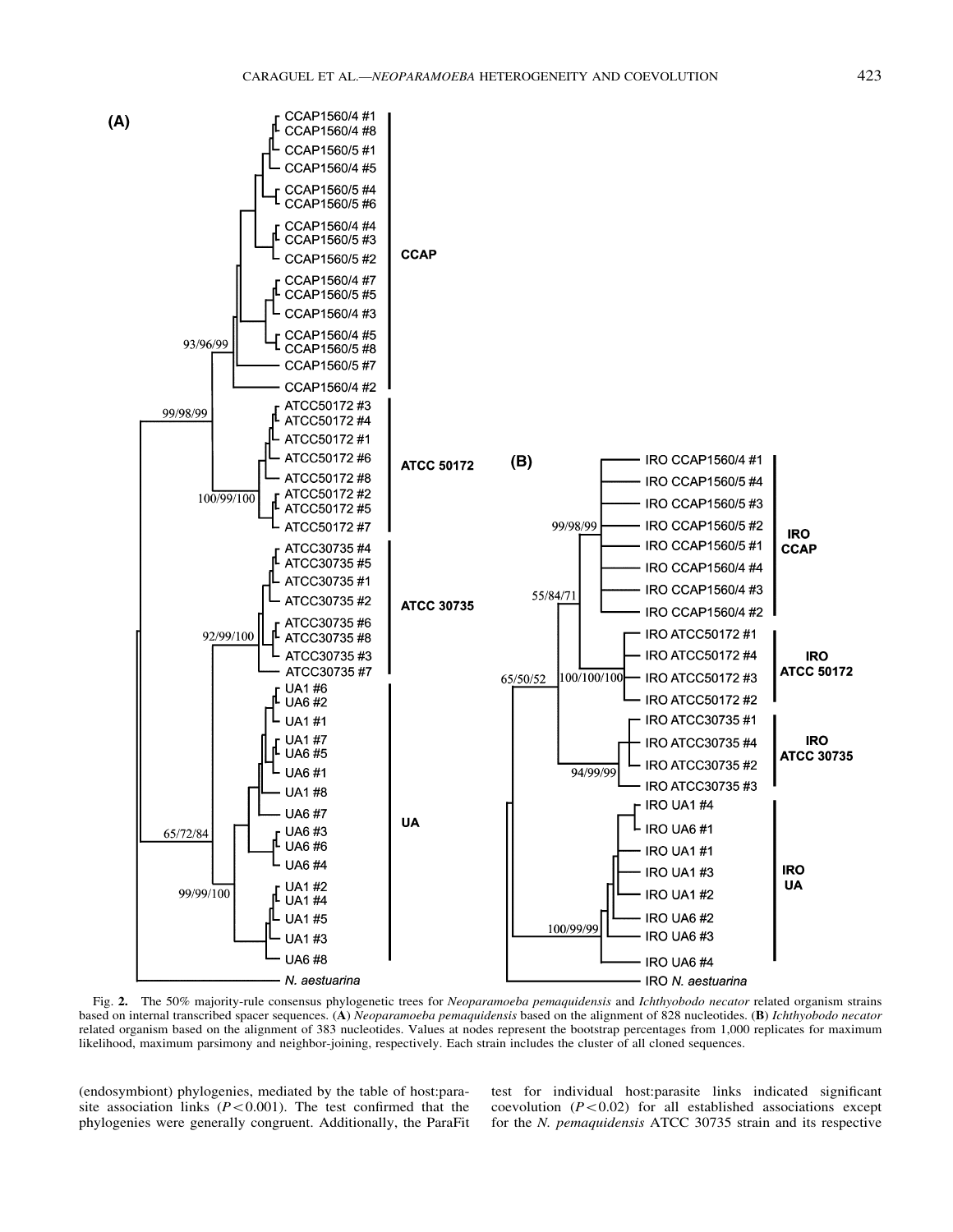Fig. **2.** The 50% majority-rule consensus phylogenetic trees for *Neoparamoeba pemaquidensis* and *Ichthyobodo necator* related organism strains based on internal transcribed spacer sequences. (**A**) *Neoparamoeba pemaquidensis* based on the alignment of 828 nucleotides. (**B**) *Ichthyobodo necator* related organism based on the alignment of 383 nucleotides. Values at nodes represent the bootstrap percentages from 1,000 replicates for maximum likelihood, maximum parsimony and neighbor-joining, respectively. Each strain includes the cluster of all cloned sequences.

(endosymbiont) phylogenies, mediated by the table of host:parasite association links ($P < 0.001$). The test confirmed that the phylogenies were generally congruent. Additionally, the ParaFit test for individual host:parasite links indicated significant coevolution ($P < 0.02$) for all established associations except for the *N. pemaquidensis* ATCC 30735 strain and its respective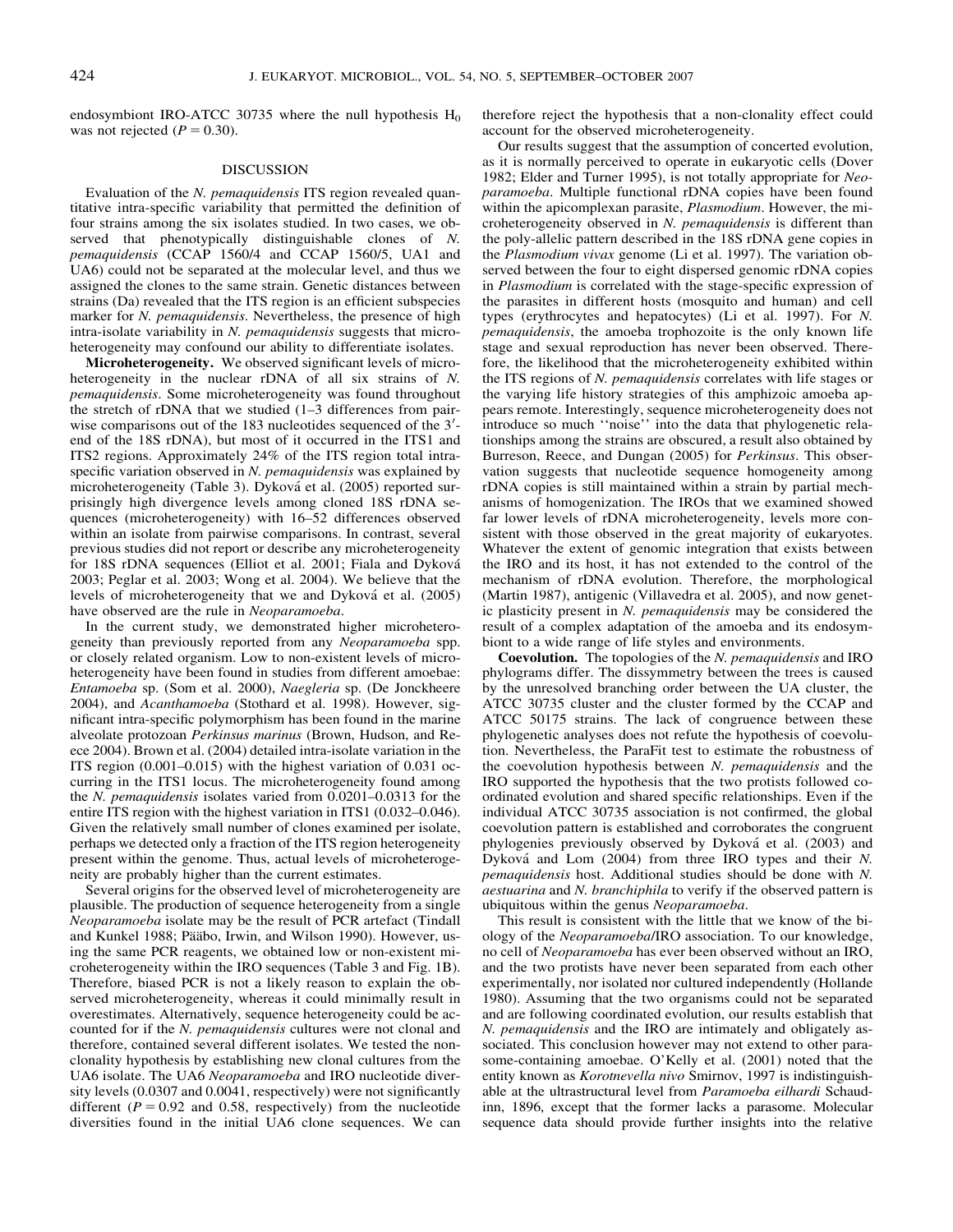endosymbiont IRO-ATCC 30735 where the null hypothesis $H_0$ was not rejected ($P = 0.30$).

## DISCUSSION

Evaluation of the *N. pemaquidensis* ITS region revealed quantitative intra-specific variability that permitted the definition of four strains among the six isolates studied. In two cases, we observed that phenotypically distinguishable clones of *N. pemaquidensis* (CCAP 1560/4 and CCAP 1560/5, UA1 and UA6) could not be separated at the molecular level, and thus we assigned the clones to the same strain. Genetic distances between strains (Da) revealed that the ITS region is an efficient subspecies marker for *N. pemaquidensis*. Nevertheless, the presence of high intra-isolate variability in *N. pemaquidensis* suggests that microheterogeneity may confound our ability to differentiate isolates.

**Microheterogeneity.** We observed significant levels of microheterogeneity in the nuclear rDNA of all six strains of *N. pemaquidensis*. Some microheterogeneity was found throughout the stretch of rDNA that we studied (1–3 differences from pairwise comparisons out of the 183 nucleotides sequenced of the 3′-end of the 18S rDNA), but most of it occurred in the ITS1 and ITS2 regions. Approximately 24% of the ITS region total intraspecific variation observed in *N. pemaquidensis* was explained by microheterogeneity (Table 3). Dyková et al. (2005) reported surprisingly high divergence levels among cloned 18S rDNA sequences (microheterogeneity) with 16–52 differences observed within an isolate from pairwise comparisons. In contrast, several previous studies did not report or describe any microheterogeneity for 18S rDNA sequences (Elliot et al. 2001; Fiala and Dyková 2003; Peglar et al. 2003; Wong et al. 2004). We believe that the levels of microheterogeneity that we and Dyková et al. (2005) have observed are the rule in *Neoparamoeba*.

In the current study, we demonstrated higher microheterogeneity than previously reported from any *Neoparamoeba* spp. or closely related organism. Low to non-existent levels of microheterogeneity have been found in studies from different amoebae: *Entamoeba* sp. (Som et al. 2000), *Naegleria* sp. (De Jonckheere 2004), and *Acanthamoeba* (Stothard et al. 1998). However, significant intra-specific polymorphism has been found in the marine alveolate protozoan *Perkinsus marinus* (Brown, Hudson, and Reece 2004). Brown et al. (2004) detailed intra-isolate variation in the ITS region (0.001–0.015) with the highest variation of 0.031 occurring in the ITS1 locus. The microheterogeneity found among the *N. pemaquidensis* isolates varied from 0.0201–0.0313 for the entire ITS region with the highest variation in ITS1 (0.032–0.046). Given the relatively small number of clones examined per isolate, perhaps we detected only a fraction of the ITS region heterogeneity present within the genome. Thus, actual levels of microheterogeneity are probably higher than the current estimates.

Several origins for the observed level of microheterogeneity are plausible. The production of sequence heterogeneity from a single *Neoparamoeba* isolate may be the result of PCR artefact (Tindall and Kunkel 1988; Pääbo, Irwin, and Wilson 1990). However, using the same PCR reagents, we obtained low or non-existent microheterogeneity within the IRO sequences (Table 3 and Fig. 1B). Therefore, biased PCR is not a likely reason to explain the observed microheterogeneity, whereas it could minimally result in overestimates. Alternatively, sequence heterogeneity could be accounted for if the *N. pemaquidensis* cultures were not clonal and therefore, contained several different isolates. We tested the nonclonality hypothesis by establishing new clonal cultures from the UA6 isolate. The UA6 *Neoparamoeba* and IRO nucleotide diversity levels (0.0307 and 0.0041, respectively) were not significantly different ($P = 0.92$ and 0.58, respectively) from the nucleotide diversities found in the initial UA6 clone sequences. We can therefore reject the hypothesis that a non-clonality effect could account for the observed microheterogeneity.

Our results suggest that the assumption of concerted evolution, as it is normally perceived to operate in eukaryotic cells (Dover 1982; Elder and Turner 1995), is not totally appropriate for *Neoparamoeba*. Multiple functional rDNA copies have been found within the apicomplexan parasite, *Plasmodium*. However, the microheterogeneity observed in *N. pemaquidensis* is different than the poly-allelic pattern described in the 18S rDNA gene copies in the *Plasmodium vivax* genome (Li et al. 1997). The variation observed between the four to eight dispersed genomic rDNA copies in *Plasmodium* is correlated with the stage-specific expression of the parasites in different hosts (mosquito and human) and cell types (erythrocytes and hepatocytes) (Li et al. 1997). For *N. pemaquidensis*, the amoeba trophozoite is the only known life stage and sexual reproduction has never been observed. Therefore, the likelihood that the microheterogeneity exhibited within the ITS regions of *N. pemaquidensis* correlates with life stages or the varying life history strategies of this amphizoic amoeba appears remote. Interestingly, sequence microheterogeneity does not introduce so much ''noise'' into the data that phylogenetic relationships among the strains are obscured, a result also obtained by Burreson, Reece, and Dungan (2005) for *Perkinsus*. This observation suggests that nucleotide sequence homogeneity among rDNA copies is still maintained within a strain by partial mechanisms of homogenization. The IROs that we examined showed far lower levels of rDNA microheterogeneity, levels more consistent with those observed in the great majority of eukaryotes. Whatever the extent of genomic integration that exists between the IRO and its host, it has not extended to the control of the mechanism of rDNA evolution. Therefore, the morphological (Martin 1987), antigenic (Villavedra et al. 2005), and now genetic plasticity present in *N. pemaquidensis* may be considered the result of a complex adaptation of the amoeba and its endosymbiont to a wide range of life styles and environments.

**Coevolution.** The topologies of the *N. pemaquidensis* and IRO phylograms differ. The dissymmetry between the trees is caused by the unresolved branching order between the UA cluster, the ATCC 30735 cluster and the cluster formed by the CCAP and ATCC 50175 strains. The lack of congruence between these phylogenetic analyses does not refute the hypothesis of coevolution. Nevertheless, the ParaFit test to estimate the robustness of the coevolution hypothesis between *N. pemaquidensis* and the IRO supported the hypothesis that the two protists followed coordinated evolution and shared specific relationships. Even if the individual ATCC 30735 association is not confirmed, the global coevolution pattern is established and corroborates the congruent phylogenies previously observed by Dyková et al. (2003) and Dyková and Lom (2004) from three IRO types and their *N. pemaquidensis* host. Additional studies should be done with *N. aestuarina* and *N. branchiphila* to verify if the observed pattern is ubiquitous within the genus *Neoparamoeba*.

This result is consistent with the little that we know of the biology of the *Neoparamoeba*/IRO association. To our knowledge, no cell of *Neoparamoeba* has ever been observed without an IRO, and the two protists have never been separated from each other experimentally, nor isolated nor cultured independently (Hollande 1980). Assuming that the two organisms could not be separated and are following coordinated evolution, our results establish that *N. pemaquidensis* and the IRO are intimately and obligately associated. This conclusion however may not extend to other parasome-containing amoebae. O'Kelly et al. (2001) noted that the entity known as *Korotnevella nivo* Smirnov, 1997 is indistinguishable at the ultrastructural level from *Paramoeba eilhardi* Schaudinn, 1896, except that the former lacks a parasome. Molecular sequence data should provide further insights into the relative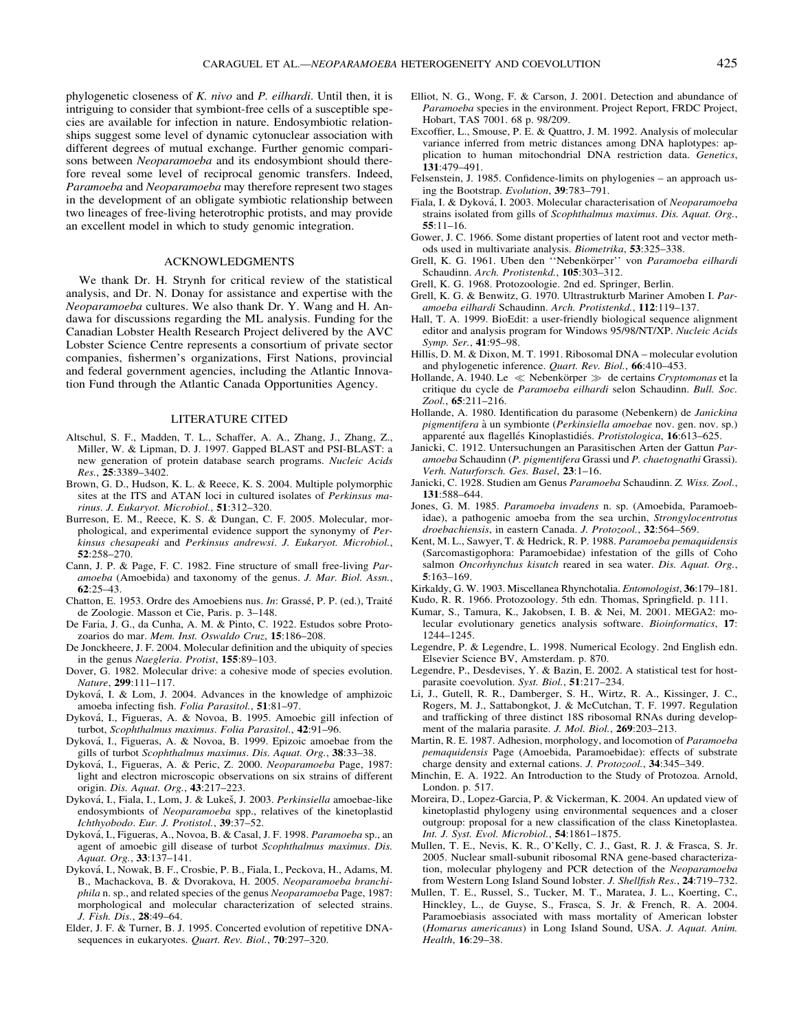phylogenetic closeness of *K. nivo* and *P. eilhardi*. Until then, it is intriguing to consider that symbiont-free cells of a susceptible species are available for infection in nature. Endosymbiotic relationships suggest some level of dynamic cytonuclear association with different degrees of mutual exchange. Further genomic comparisons between *Neoparamoeba* and its endosymbiont should therefore reveal some level of reciprocal genomic transfers. Indeed, *Paramoeba* and *Neoparamoeba* may therefore represent two stages in the development of an obligate symbiotic relationship between two lineages of free-living heterotrophic protists, and may provide an excellent model in which to study genomic integration.

## ACKNOWLEDGMENTS

We thank Dr. H. Strynh for critical review of the statistical analysis, and Dr. N. Donay for assistance and expertise with the *Neoparamoeba* cultures. We also thank Dr. Y. Wang and H. Andawa for discussions regarding the ML analysis. Funding for the Canadian Lobster Health Research Project delivered by the AVC Lobster Science Centre represents a consortium of private sector companies, fishermen's organizations, First Nations, provincial and federal government agencies, including the Atlantic Innovation Fund through the Atlantic Canada Opportunities Agency.

## LITERATURE CITED

Altschul, S. F., Madden, T. L., Schaffer, A. A., Zhang, J., Zhang, Z., Miller, W. & Lipman, D. J. 1997. Gapped BLAST and PSI-BLAST: a new generation of protein database search programs. *Nucleic Acids Res.*, **25**:3389–3402.

Brown, G. D., Hudson, K. L. & Reece, K. S. 2004. Multiple polymorphic sites at the ITS and ATAN loci in cultured isolates of *Perkinsus marinus*. *J. Eukaryot. Microbiol.*, **51**:312–320.

Burreson, E. M., Reece, K. S. & Dungan, C. F. 2005. Molecular, morphological, and experimental evidence support the synonymy of *Perkinsus chesapeaki* and *Perkinsus andrewsi*. *J. Eukaryot. Microbiol.*, **52**:258–270.

Cann, J. P. & Page, F. C. 1982. Fine structure of small free-living *Paramoeba* (Amoebida) and taxonomy of the genus. *J. Mar. Biol. Assn.*, **62**:25–43.

Chatton, E. 1953. Ordre des Amoebiens nus. *In*: Grassé, P. P. (ed.), Traité de Zoologie. Masson et Cie, Paris. p. 3–148.

De Faria, J. G., da Cunha, A. M. & Pinto, C. 1922. Estudos sobre Protozoarios do mar. *Mem. Inst. Oswaldo Cruz*, **15**:186–208.

De Jonckheere, J. F. 2004. Molecular definition and the ubiquity of species in the genus *Naegleria*. *Protist*, **155**:89–103.

Dover, G. 1982. Molecular drive: a cohesive mode of species evolution. *Nature*, **299**:111–117.

Dyková, I. & Lom, J. 2004. Advances in the knowledge of amphizoic amoeba infecting fish. *Folia Parasitol.*, **51**:81–97.

Dyková, I., Figueras, A. & Novoa, B. 1995. Amoebic gill infection of turbot, *Scophthalmus maximus*. *Folia Parasitol.*, **42**:91–96.

Dyková, I., Figueras, A. & Novoa, B. 1999. Epizoic amoebae from the gills of turbot *Scophthalmus maximus*. *Dis. Aquat. Org.*, **38**:33–38.

Dyková, I., Figueras, A. & Peric, Z. 2000. *Neoparamoeba* Page, 1987: light and electron microscopic observations on six strains of different origin. *Dis. Aquat. Org.*, **43**:217–223.

Dyková, I., Fiala, I., Lom, J. & Lukeš, J. 2003. *Perkinsiella* amoebae-like endosymbionts of *Neoparamoeba* spp., relatives of the kinetoplastid *Ichthyobodo*. *Eur. J. Protistol.*, **39**:37–52.

Dyková, I., Figueras, A., Novoa, B. & Casal, J. F. 1998. *Paramoeba* sp., an agent of amoebic gill disease of turbot *Scophthalmus maximus*. *Dis. Aquat. Org.*, **33**:137–141.

Dyková, I., Nowak, B. F., Crosbie, P. B., Fiala, I., Peckova, H., Adams, M. B., Machackova, B. & Dvorakova, H. 2005. *Neoparamoeba branchiphila* n. sp., and related species of the genus *Neoparamoeba* Page, 1987: morphological and molecular characterization of selected strains. *J. Fish. Dis.*, **28**:49–64.

Elder, J. F. & Turner, B. J. 1995. Concerted evolution of repetitive DNA-sequences in eukaryotes. *Quart. Rev. Biol.*, **70**:297–320.

Elliot, N. G., Wong, F. & Carson, J. 2001. Detection and abundance of *Paramoeba* species in the environment. Project Report, FRDC Project, Hobart, TAS 7001. 68 p. 98/209.

Excoffier, L., Smouse, P. E. & Quattro, J. M. 1992. Analysis of molecular variance inferred from metric distances among DNA haplotypes: application to human mitochondrial DNA restriction data. *Genetics*, **131**:479–491.

Felsenstein, J. 1985. Confidence-limits on phylogenies – an approach using the Bootstrap. *Evolution*, **39**:783–791.

Fiala, I. & Dyková, I. 2003. Molecular characterisation of *Neoparamoeba* strains isolated from gills of *Scophthalmus maximus*. *Dis. Aquat. Org.*, **55**:11–16.

Gower, J. C. 1966. Some distant properties of latent root and vector methods used in multivariate analysis. *Biometrika*, **53**:325–338.

Grell, K. G. 1961. Uben den ''Nebenkörper'' von *Paramoeba eilhardi* Schaudinn. *Arch. Protistenkd.*, **105**:303–312.

Grell, K. G. 1968. Protozoologie. 2nd ed. Springer, Berlin.

Grell, K. G. & Benwitz, G. 1970. Ultrastrukturb Mariner Amoben I. *Paramoeba eilhardi* Schaudinn. *Arch. Protistenkd.*, **112**:119–137.

Hall, T. A. 1999. BioEdit: a user-friendly biological sequence alignment editor and analysis program for Windows 95/98/NT/XP. *Nucleic Acids Symp. Ser.*, **41**:95–98.

Hillis, D. M. & Dixon, M. T. 1991. Ribosomal DNA – molecular evolution and phylogenetic inference. *Quart. Rev. Biol.*, **66**:410–453.

Hollande, A. 1940. Le ≪ Nebenkörper ≫ de certains *Cryptomonas* et la critique du cycle de *Paramoeba eilhardi* selon Schaudinn. *Bull. Soc. Zool.*, **65**:211–216.

Hollande, A. 1980. Identification du parasome (Nebenkern) de *Janickina pigmentifera* à un symbionte (*Perkinsiella amoebae* nov. gen. nov. sp.) apparenté aux flagellés Kinoplastidiés. *Protistologica*, **16**:613–625.

Janicki, C. 1912. Untersuchungen an Parasitischen Arten der Gattun *Paramoeba* Schaudinn (*P. pigmentifera* Grassi und *P. chaetognathi* Grassi). *Verh. Naturforsch. Ges. Basel*, **23**:1–16.

Janicki, C. 1928. Studien am Genus *Paramoeba* Schaudinn. *Z. Wiss. Zool.*, **131**:588–644.

Jones, G. M. 1985. *Paramoeba invadens* n. sp. (Amoebida, Paramoebidae), a pathogenic amoeba from the sea urchin, *Strongylocentrotus droebachiensis*, in eastern Canada. *J. Protozool.*, **32**:564–569.

Kent, M. L., Sawyer, T. & Hedrick, R. P. 1988. *Paramoeba pemaquidensis* (Sarcomastigophora: Paramoebidae) infestation of the gills of Coho salmon *Oncorhynchus kisutch* reared in sea water. *Dis. Aquat. Org.*, **5**:163–169.

Kirkaldy, G. W. 1903. Miscellanea Rhynchotalia. *Entomologist*, **36**:179–181.

Kudo, R. R. 1966. Protozoology. 5th edn. Thomas, Springfield. p. 111.

Kumar, S., Tamura, K., Jakobsen, I. B. & Nei, M. 2001. MEGA2: molecular evolutionary genetics analysis software. *Bioinformatics*, **17**: 1244–1245.

Legendre, P. & Legendre, L. 1998. Numerical Ecology. 2nd English edn. Elsevier Science BV, Amsterdam. p. 870.

Legendre, P., Desdevises, Y. & Bazin, E. 2002. A statistical test for host-parasite coevolution. *Syst. Biol.*, **51**:217–234.

Li, J., Gutell, R. R., Damberger, S. H., Wirtz, R. A., Kissinger, J. C., Rogers, M. J., Sattabongkot, J. & McCutchan, T. F. 1997. Regulation and trafficking of three distinct 18S ribosomal RNAs during development of the malaria parasite. *J. Mol. Biol.*, **269**:203–213.

Martin, R. E. 1987. Adhesion, morphology, and locomotion of *Paramoeba pemaquidensis* Page (Amoebida, Paramoebidae): effects of substrate charge density and external cations. *J. Protozool.*, **34**:345–349.

Minchin, E. A. 1922. An Introduction to the Study of Protozoa. Arnold, London. p. 517.

Moreira, D., Lopez-Garcia, P. & Vickerman, K. 2004. An updated view of kinetoplastid phylogeny using environmental sequences and a closer outgroup: proposal for a new classification of the class Kinetoplastea. *Int. J. Syst. Evol. Microbiol.*, **54**:1861–1875.

Mullen, T. E., Nevis, K. R., O'Kelly, C. J., Gast, R. J. & Frasca, S. Jr. 2005. Nuclear small-subunit ribosomal RNA gene-based characterization, molecular phylogeny and PCR detection of the *Neoparamoeba* from Western Long Island Sound lobster. *J. Shellfish Res.*, **24**:719–732.

Mullen, T. E., Russel, S., Tucker, M. T., Maratea, J. L., Koerting, C., Hinckley, L., de Guyse, S., Frasca, S. Jr. & French, R. A. 2004. Paramoebiasis associated with mass mortality of American lobster (*Homarus americanus*) in Long Island Sound, USA. *J. Aquat. Anim. Health*, **16**:29–38.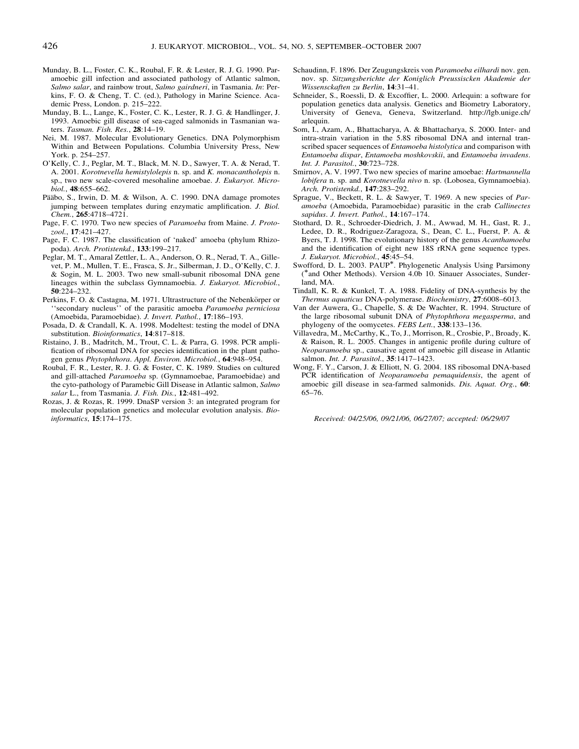Munday, B. L., Foster, C. K., Roubal, F. R. & Lester, R. J. G. 1990. Paramoebic gill infection and associated pathology of Atlantic salmon, *Salmo salar*, and rainbow trout, *Salmo gairdneri*, in Tasmania. *In*: Perkins, F. O. & Cheng, T. C. (ed.), Pathology in Marine Science. Academic Press, London. p. 215–222.

Munday, B. L., Lange, K., Foster, C. K., Lester, R. J. G. & Handlinger, J. 1993. Amoebic gill disease of sea-caged salmonids in Tasmanian waters. *Tasman. Fish. Res.*, **28**:14–19.

Nei, M. 1987. Molecular Evolutionary Genetics. DNA Polymorphism Within and Between Populations. Columbia University Press, New York. p. 254–257.

O'Kelly, C. J., Peglar, M. T., Black, M. N. D., Sawyer, T. A. & Nerad, T. A. 2001. *Korotnevella hemistylolepis* n. sp. and *K. monacantholepis* n. sp., two new scale-covered mesohaline amoebae. *J. Eukaryot. Microbiol.*, **48**:655–662.

Pääbo, S., Irwin, D. M. & Wilson, A. C. 1990. DNA damage promotes jumping between templates during enzymatic amplification. *J. Biol. Chem.*, **265**:4718–4721.

Page, F. C. 1970. Two new species of *Paramoeba* from Maine. *J. Protozool.*, **17**:421–427.

Page, F. C. 1987. The classification of 'naked' amoeba (phylum Rhizopoda). *Arch. Protistenkd.*, **133**:199–217.

Peglar, M. T., Amaral Zettler, L. A., Anderson, O. R., Nerad, T. A., Gillevet, P. M., Mullen, T. E., Frasca, S. Jr., Silberman, J. D., O'Kelly, C. J. & Sogin, M. L. 2003. Two new small-subunit ribosomal DNA gene lineages within the subclass Gymnamoebia. *J. Eukaryot. Microbiol.*, **50**:224–232.

Perkins, F. O. & Castagna, M. 1971. Ultrastructure of the Nebenkörper or ''secondary nucleus'' of the parasitic amoeba *Paramoeba perniciosa* (Amoebida, Paramoebidae). *J. Invert. Pathol.*, **17**:186–193.

Posada, D. & Crandall, K. A. 1998. Modeltest: testing the model of DNA substitution. *Bioinformatics*, **14**:817–818.

Ristaino, J. B., Madritch, M., Trout, C. L. & Parra, G. 1998. PCR amplification of ribosomal DNA for species identification in the plant pathogen genus *Phytophthora*. *Appl. Environ. Microbiol.*, **64**:948–954.

Roubal, F. R., Lester, R. J. G. & Foster, C. K. 1989. Studies on cultured and gill-attached *Paramoeba* sp. (Gymnamoebae, Paramoebidae) and the cyto-pathology of Paramebic Gill Disease in Atlantic salmon, *Salmo salar* L., from Tasmania. *J. Fish. Dis.*, **12**:481–492.

Rozas, J. & Rozas, R. 1999. DnaSP version 3: an integrated program for molecular population genetics and molecular evolution analysis. *Bioinformatics*, **15**:174–175.

Schaudinn, F. 1896. Der Zeugungskreis von *Paramoeba eilhardi* nov. gen. nov. sp. *Sitzungsberichte der Koniglich Preussiscken Akademie der Wissensckaften zu Berlin*, **14**:31–41.

Schneider, S., Roessli, D. & Excoffier, L. 2000. Arlequin: a software for population genetics data analysis. Genetics and Biometry Laboratory, University of Geneva, Geneva, Switzerland. http://lgb.unige.ch/arlequin.

Som, I., Azam, A., Bhattacharya, A. & Bhattacharya, S. 2000. Inter- and intra-strain variation in the 5.8S ribosomal DNA and internal transcribed spacer sequences of *Entamoeba histolytica* and comparison with *Entamoeba dispar*, *Entamoeba moshkovskii*, and *Entamoeba invadens*. *Int. J. Parasitol.*, **30**:723–728.

Smirnov, A. V. 1997. Two new species of marine amoebae: *Hartmannella lobifera* n. sp. and *Korotnevella nivo* n. sp. (Lobosea, Gymnamoebia). *Arch. Protistenkd.*, **147**:283–292.

Sprague, V., Beckett, R. L. & Sawyer, T. 1969. A new species of *Paramoeba* (Amoebida, Paramoebidae) parasitic in the crab *Callinectes sapidus*. *J. Invert. Pathol.*, **14**:167–174.

Stothard, D. R., Schroeder-Diedrich, J. M., Awwad, M. H., Gast, R. J., Ledee, D. R., Rodriguez-Zaragoza, S., Dean, C. L., Fuerst, P. A. & Byers, T. J. 1998. The evolutionary history of the genus *Acanthamoeba* and the identification of eight new 18S rRNA gene sequence types. *J. Eukaryot. Microbiol.*, **45**:45–54.

Swofford, D. L. 2003. PAUP*. Phylogenetic Analysis Using Parsimony (*and Other Methods). Version 4.0b 10. Sinauer Associates, Sunderland, MA.

Tindall, K. R. & Kunkel, T. A. 1988. Fidelity of DNA-synthesis by the *Thermus aquaticus* DNA-polymerase. *Biochemistry*, **27**:6008–6013.

Van der Auwera, G., Chapelle, S. & De Wachter, R. 1994. Structure of the large ribosomal subunit DNA of *Phytophthora megasperma*, and phylogeny of the oomycetes. *FEBS Lett.*, **338**:133–136.

Villavedra, M., McCarthy, K., To, J., Morrison, R., Crosbie, P., Broady, K. & Raison, R. L. 2005. Changes in antigenic profile during culture of *Neoparamoeba* sp., causative agent of amoebic gill disease in Atlantic salmon. *Int. J. Parasitol.*, **35**:1417–1423.

Wong, F. Y., Carson, J. & Elliott, N. G. 2004. 18S ribosomal DNA-based PCR identification of *Neoparamoeba pemaquidensis*, the agent of amoebic gill disease in sea-farmed salmonids. *Dis. Aquat. Org.*, **60**: 65–76.

*Received: 04/25/06, 09/21/06, 06/27/07; accepted: 06/29/07*